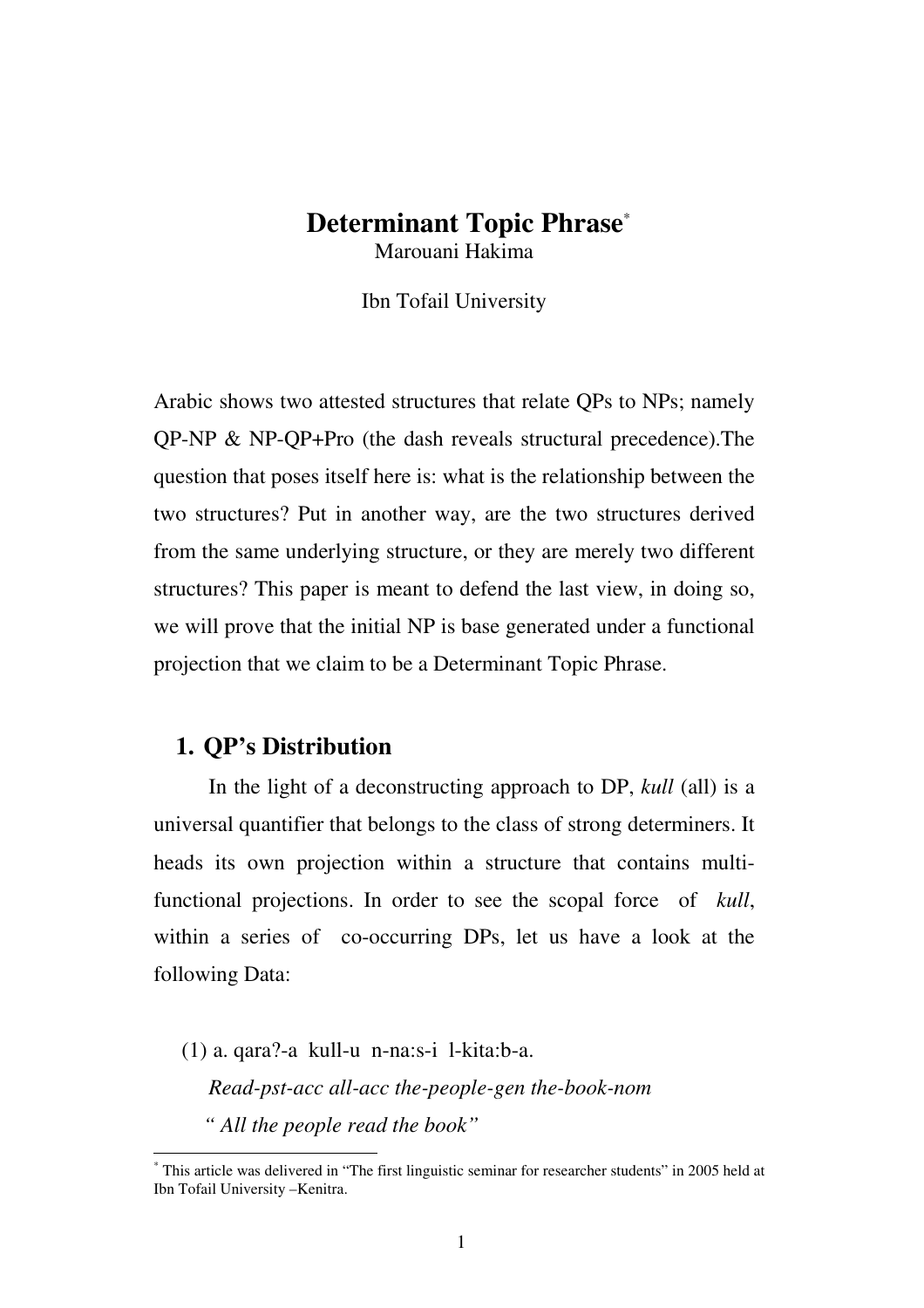# Determinant Topic Phrase[*]

Marouani Hakima

Ibn Tofail University

Arabic shows two attested structures that relate QPs to NPs; namely QP-NP & NP-QP+Pro (the dash reveals structural precedence).The question that poses itself here is: what is the relationship between the two structures? Put in another way, are the two structures derived from the same underlying structure, or they are merely two different structures? This paper is meant to defend the last view, in doing so, we will prove that the initial NP is base generated under a functional projection that we claim to be a Determinant Topic Phrase.

## 1. QP's Distribution

In the light of a deconstructing approach to DP, *kull* (all) is a universal quantifier that belongs to the class of strong determiners. It heads its own projection within a structure that contains multi-functional projections. In order to see the scopal force of *kull*, within a series of co-occurring DPs, let us have a look at the following Data:

(1) a. qara?-a kull-u n-na:s-i l-kita:b-a.

*Read-pst-acc all-acc the-people-gen the-book-nom*

*" All the people read the book"*

---

[*] This article was delivered in "The first linguistic seminar for researcher students" in 2005 held at Ibn Tofail University –Kenitra.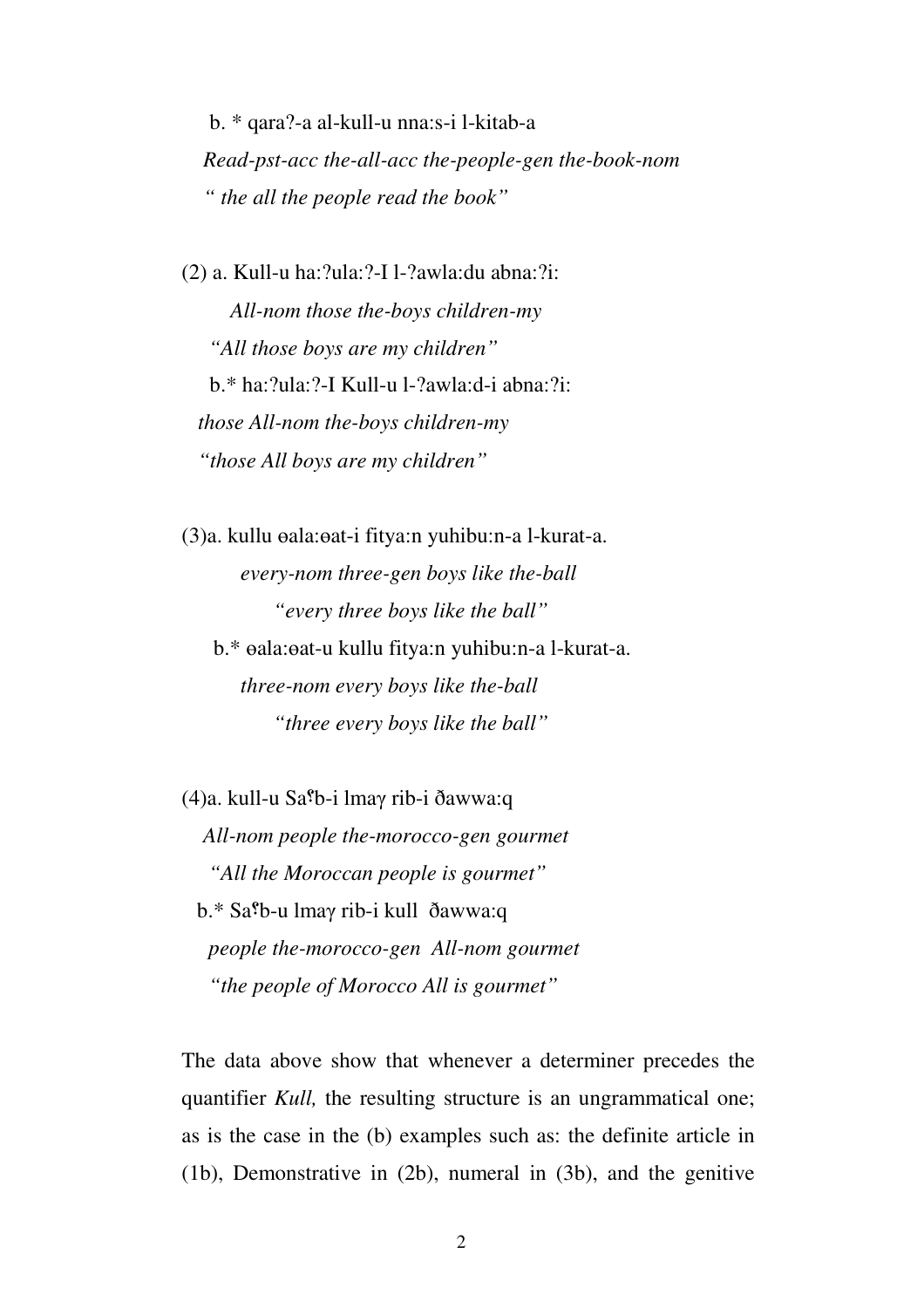b. * qara?-a al-kull-u nna:s-i l-kitab-a

*Read-pst-acc the-all-acc the-people-gen the-book-nom*

*" the all the people read the book"*

(2) a. Kull-u ha:?ula:?-I l-?awla:du abna:?i:

*All-nom those the-boys children-my*

*"All those boys are my children"*

b.* ha:?ula:?-I Kull-u l-?awla:d-i abna:?i:

*those All-nom the-boys children-my*

*"those All boys are my children"*

(3)a. kullu ɵala:ɵat-i fitya:n yuhibu:n-a l-kurat-a.

*every-nom three-gen boys like the-ball*

*"every three boys like the ball"*

b.* ɵala:ɵat-u kullu fitya:n yuhibu:n-a l-kurat-a.

*three-nom every boys like the-ball*

*"three every boys like the ball"*

(4)a. kull-u Saʕb-i lmaγ rib-i ðawwa:q

*All-nom people the-morocco-gen gourmet*

*"All the Moroccan people is gourmet"*

b.* Saʕb-u lmaγ rib-i kull ðawwa:q

*people the-morocco-gen All-nom gourmet*

*"the people of Morocco All is gourmet"*

The data above show that whenever a determiner precedes the quantifier *Kull,* the resulting structure is an ungrammatical one; as is the case in the (b) examples such as: the definite article in (1b), Demonstrative in (2b), numeral in (3b), and the genitive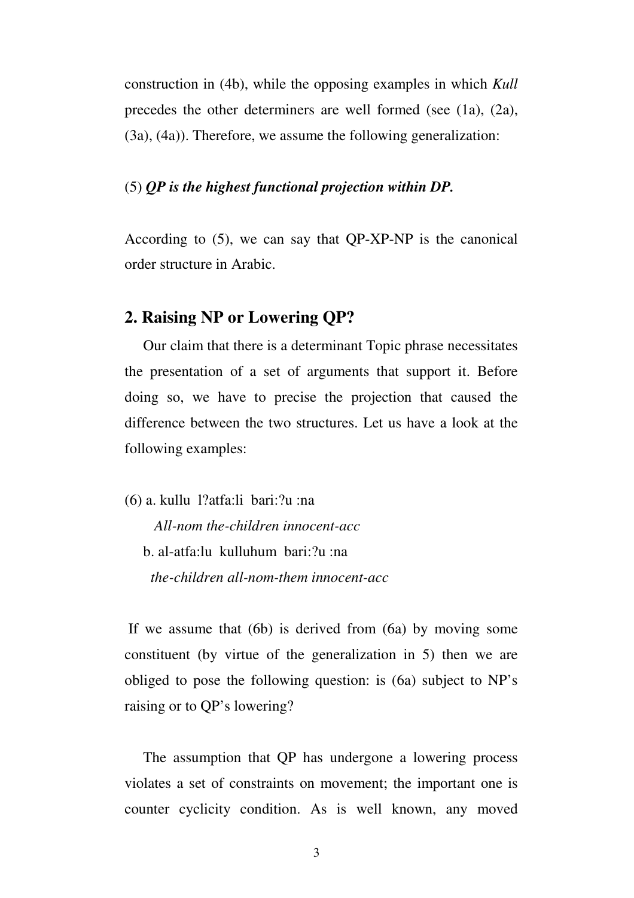construction in (4b), while the opposing examples in which *Kull* precedes the other determiners are well formed (see (1a), (2a), (3a), (4a)). Therefore, we assume the following generalization:

(5) ***QP is the highest functional projection within DP.***

According to (5), we can say that QP-XP-NP is the canonical order structure in Arabic.

## 2. Raising NP or Lowering QP?

Our claim that there is a determinant Topic phrase necessitates the presentation of a set of arguments that support it. Before doing so, we have to precise the projection that caused the difference between the two structures. Let us have a look at the following examples:

(6) a. kullu l?atfa:li bari:?u :na
*All-nom the-children innocent-acc*
b. al-atfa:lu kulluhum bari:?u :na
*the-children all-nom-them innocent-acc*

If we assume that (6b) is derived from (6a) by moving some constituent (by virtue of the generalization in 5) then we are obliged to pose the following question: is (6a) subject to NP's raising or to QP's lowering?

The assumption that QP has undergone a lowering process violates a set of constraints on movement; the important one is counter cyclicity condition. As is well known, any moved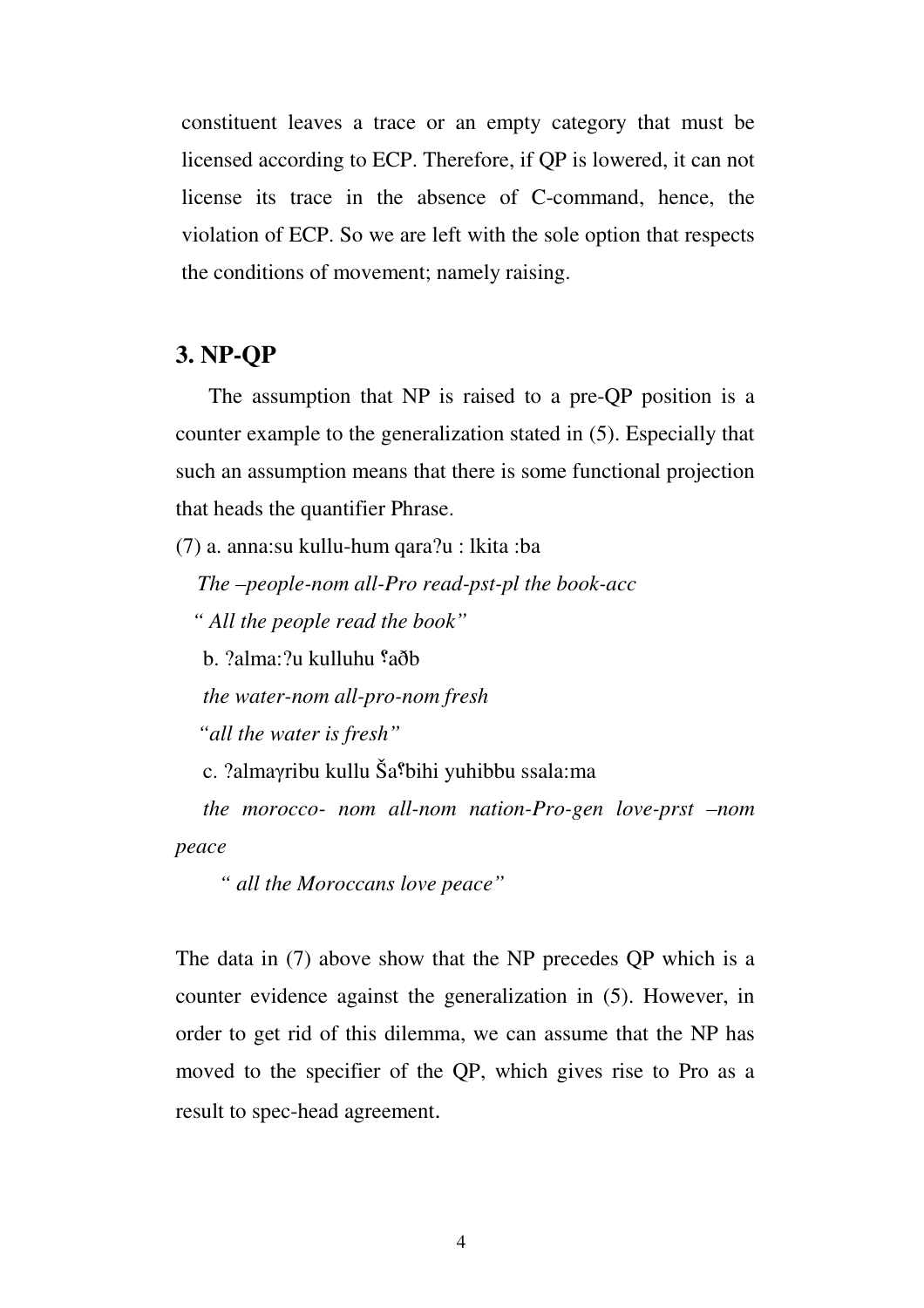constituent leaves a trace or an empty category that must be licensed according to ECP. Therefore, if QP is lowered, it can not license its trace in the absence of C-command, hence, the violation of ECP. So we are left with the sole option that respects the conditions of movement; namely raising.

## 3. NP-QP

The assumption that NP is raised to a pre-QP position is a counter example to the generalization stated in (5). Especially that such an assumption means that there is some functional projection that heads the quantifier Phrase.

(7) a. anna:su kullu-hum qaraʔu : lkita :ba

*The –people-nom all-Pro read-pst-pl the book-acc*

*" All the people read the book"*

b. ʔalma:ʔu kulluhu ʕaðb

*the water-nom all-pro-nom fresh*

*"all the water is fresh"*

c. ʔalmaγribu kullu Šaʕbihi yuhibbu ssala:ma

*the morocco- nom all-nom nation-Pro-gen love-prst –nom peace*

*" all the Moroccans love peace"*

The data in (7) above show that the NP precedes QP which is a counter evidence against the generalization in (5). However, in order to get rid of this dilemma, we can assume that the NP has moved to the specifier of the QP, which gives rise to Pro as a result to spec-head agreement.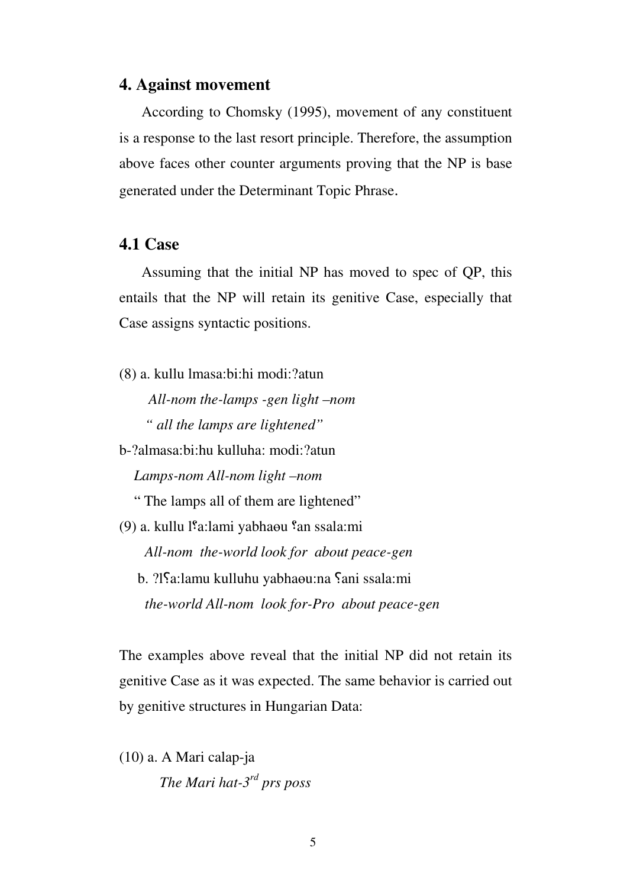## 4. Against movement

According to Chomsky (1995), movement of any constituent is a response to the last resort principle. Therefore, the assumption above faces other counter arguments proving that the NP is base generated under the Determinant Topic Phrase.

## 4.1 Case

Assuming that the initial NP has moved to spec of QP, this entails that the NP will retain its genitive Case, especially that Case assigns syntactic positions.

(8) a. kullu lmasa:bi:hi modi:?atun

*All-nom the-lamps -gen light –nom*

*" all the lamps are lightened"*

b-?almasa:bi:hu kulluha: modi:?atun

*Lamps-nom All-nom light –nom*

" The lamps all of them are lightened"

(9) a. kullu lʕa:lami yabhaɵu ʕan ssala:mi

*All-nom the-world look for about peace-gen*

b. ?lʕa:lamu kulluhu yabhaɵu:na ʕani ssala:mi

*the-world All-nom look for-Pro about peace-gen*

The examples above reveal that the initial NP did not retain its genitive Case as it was expected. The same behavior is carried out by genitive structures in Hungarian Data:

(10) a. A Mari calap-ja

*The Mari hat-3rd prs poss*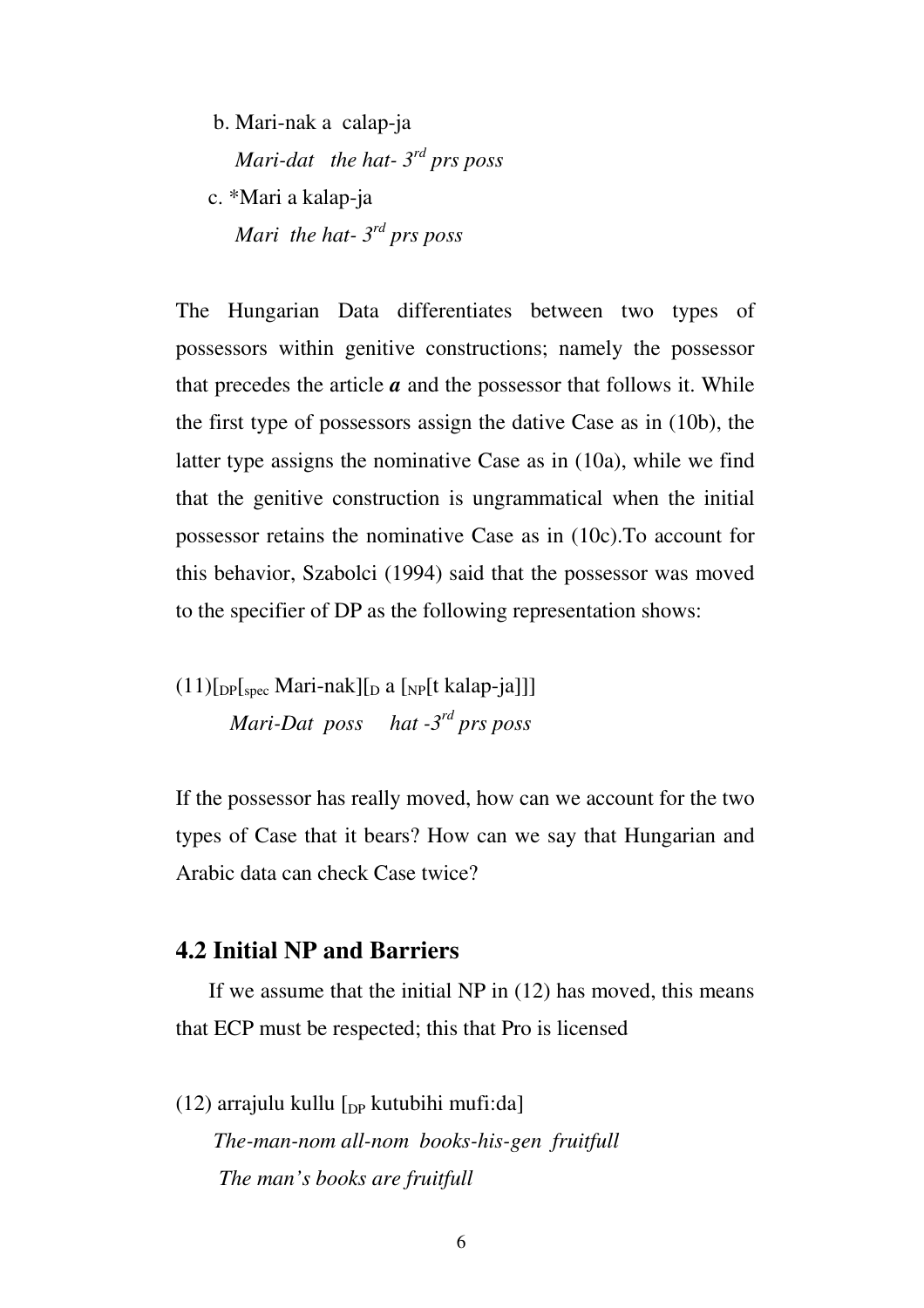b. Mari-nak a calap-ja

*Mari-dat the hat- 3rd prs poss*

c. *Mari a kalap-ja

*Mari the hat- 3rd prs poss*

The Hungarian Data differentiates between two types of possessors within genitive constructions; namely the possessor that precedes the article ***a*** and the possessor that follows it. While the first type of possessors assign the dative Case as in (10b), the latter type assigns the nominative Case as in (10a), while we find that the genitive construction is ungrammatical when the initial possessor retains the nominative Case as in (10c).To account for this behavior, Szabolci (1994) said that the possessor was moved to the specifier of DP as the following representation shows:

(11)$[_{DP}[_{spec}$ Mari-nak$][_{D}$ a $[_{NP}[$t kalap-ja$]]]$

*Mari-Dat poss hat -3rd prs poss*

If the possessor has really moved, how can we account for the two types of Case that it bears? How can we say that Hungarian and Arabic data can check Case twice?

## 4.2 Initial NP and Barriers

If we assume that the initial NP in (12) has moved, this means that ECP must be respected; this that Pro is licensed

(12) arrajulu kullu $[_{DP}$ kutubihi mufi:da]

*The-man-nom all-nom books-his-gen fruitfull*

*The man's books are fruitfull*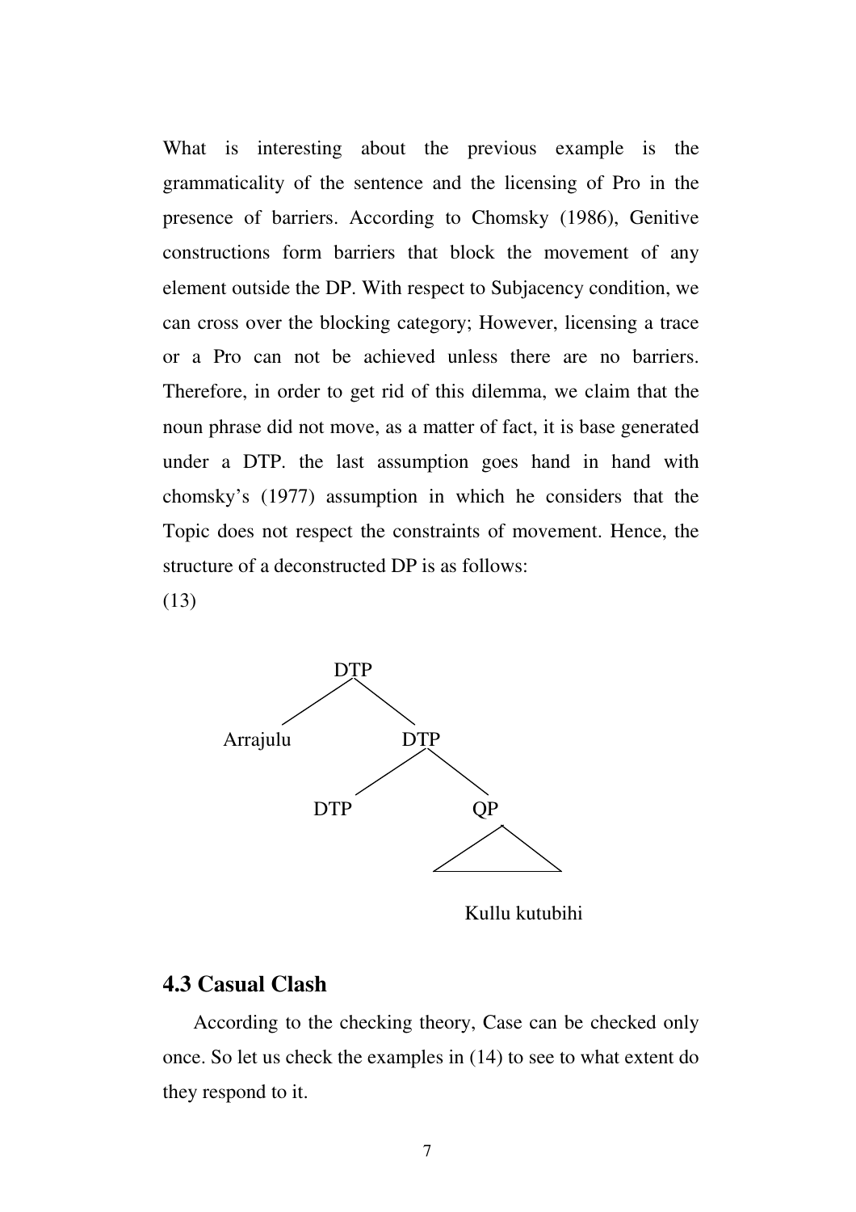What is interesting about the previous example is the grammaticality of the sentence and the licensing of Pro in the presence of barriers. According to Chomsky (1986), Genitive constructions form barriers that block the movement of any element outside the DP. With respect to Subjacency condition, we can cross over the blocking category; However, licensing a trace or a Pro can not be achieved unless there are no barriers. Therefore, in order to get rid of this dilemma, we claim that the noun phrase did not move, as a matter of fact, it is base generated under a DTP. the last assumption goes hand in hand with chomsky's (1977) assumption in which he considers that the Topic does not respect the constraints of movement. Hence, the structure of a deconstructed DP is as follows:

(13)

```
              DTP
             /   \
      Arrajulu    DTP
                 /   \
              DTP     QP
                      /\
                     /  \
               Kullu kutubihi
```

## 4.3 Casual Clash

According to the checking theory, Case can be checked only once. So let us check the examples in (14) to see to what extent do they respond to it.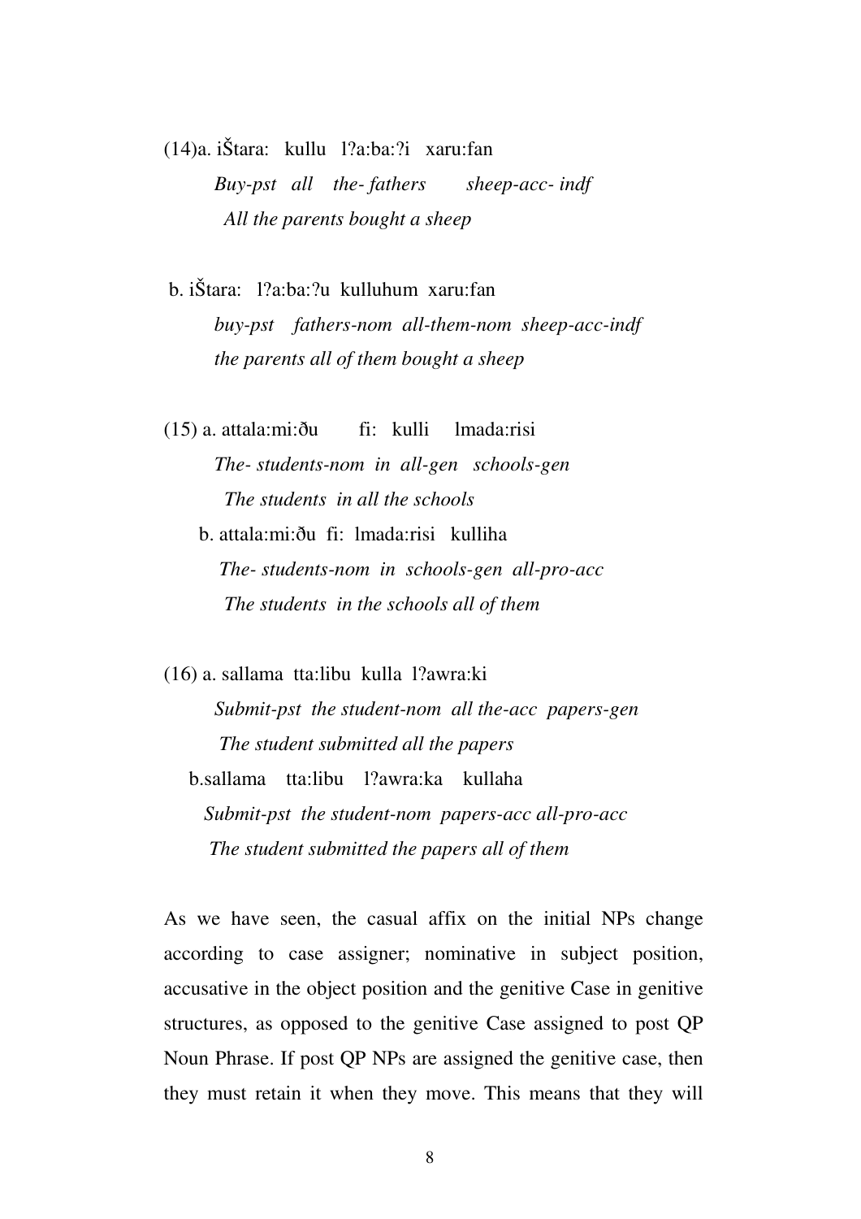(14)a. iŠtara:   kullu   l?a:ba:?i   xaru:fan

*Buy-pst   all   the- fathers   sheep-acc- indf*

*All the parents bought a sheep*

b. iŠtara:   l?a:ba:?u  kulluhum  xaru:fan

*buy-pst   fathers-nom  all-them-nom  sheep-acc-indf*

*the parents all of them bought a sheep*

(15) a. attala:mi:ðu   fi:   kulli   lmada:risi

*The- students-nom  in  all-gen   schools-gen*

*The students  in all the schools*

b. attala:mi:ðu  fi:  lmada:risi   kulliha

*The- students-nom  in  schools-gen  all-pro-acc*

*The students  in the schools all of them*

(16) a. sallama  tta:libu  kulla  l?awra:ki

*Submit-pst  the student-nom  all the-acc  papers-gen*

*The student submitted all the papers*

b.sallama   tta:libu   l?awra:ka   kullaha

*Submit-pst  the student-nom  papers-acc all-pro-acc*

*The student submitted the papers all of them*

As we have seen, the casual affix on the initial NPs change according to case assigner; nominative in subject position, accusative in the object position and the genitive Case in genitive structures, as opposed to the genitive Case assigned to post QP Noun Phrase. If post QP NPs are assigned the genitive case, then they must retain it when they move. This means that they will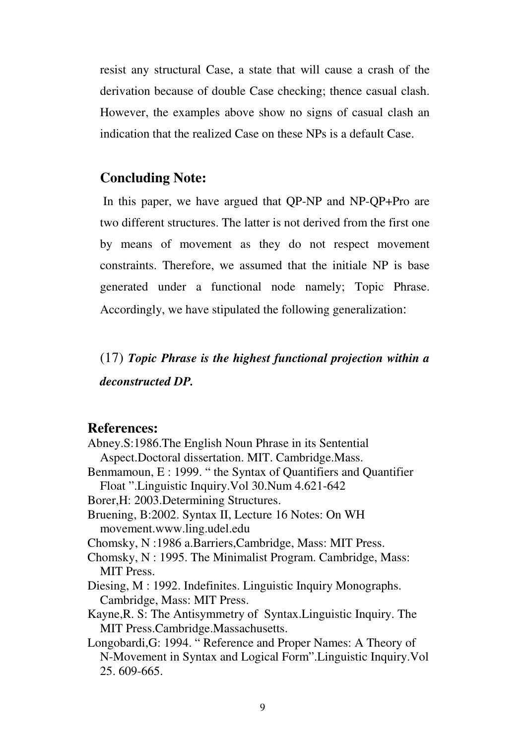resist any structural Case, a state that will cause a crash of the derivation because of double Case checking; thence casual clash. However, the examples above show no signs of casual clash an indication that the realized Case on these NPs is a default Case.

## Concluding Note:

In this paper, we have argued that QP-NP and NP-QP+Pro are two different structures. The latter is not derived from the first one by means of movement as they do not respect movement constraints. Therefore, we assumed that the initiale NP is base generated under a functional node namely; Topic Phrase. Accordingly, we have stipulated the following generalization:

(17) ***Topic Phrase is the highest functional projection within a deconstructed DP.***

## References:

Abney.S:1986.The English Noun Phrase in its Sentential Aspect.Doctoral dissertation. MIT. Cambridge.Mass.

Benmamoun, E : 1999. " the Syntax of Quantifiers and Quantifier Float ".Linguistic Inquiry.Vol 30.Num 4.621-642

Borer,H: 2003.Determining Structures.

Bruening, B:2002. Syntax II, Lecture 16 Notes: On WH movement.www.ling.udel.edu

Chomsky, N :1986 a.Barriers,Cambridge, Mass: MIT Press.

Chomsky, N : 1995. The Minimalist Program. Cambridge, Mass: MIT Press.

Diesing, M : 1992. Indefinites. Linguistic Inquiry Monographs. Cambridge, Mass: MIT Press.

Kayne,R. S: The Antisymmetry of Syntax.Linguistic Inquiry. The MIT Press.Cambridge.Massachusetts.

Longobardi,G: 1994. " Reference and Proper Names: A Theory of N-Movement in Syntax and Logical Form".Linguistic Inquiry.Vol 25. 609-665.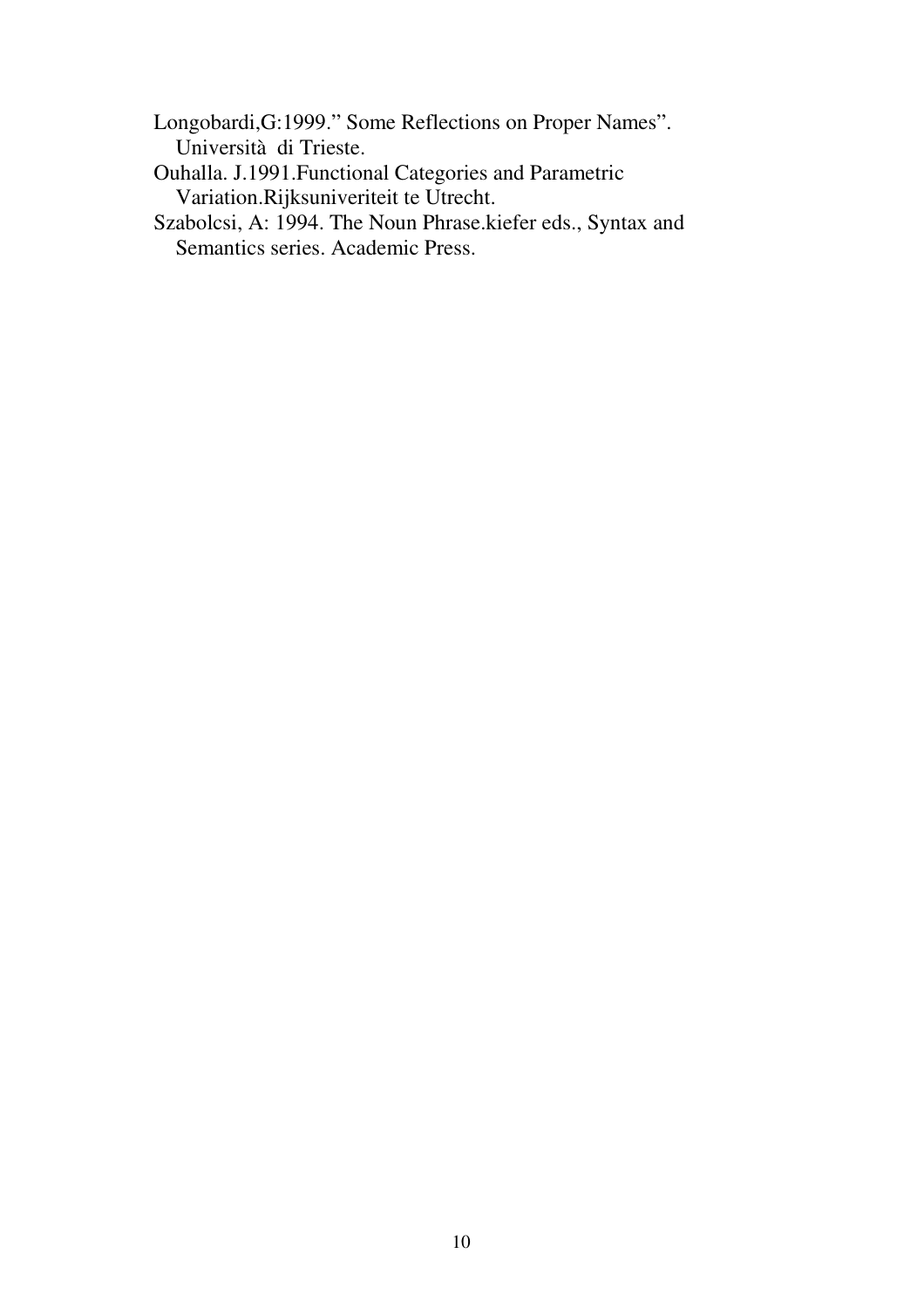Longobardi,G:1999." Some Reflections on Proper Names". Università di Trieste.

Ouhalla. J.1991.Functional Categories and Parametric Variation.Rijksuniveriteit te Utrecht.

Szabolcsi, A: 1994. The Noun Phrase.kiefer eds., Syntax and Semantics series. Academic Press.